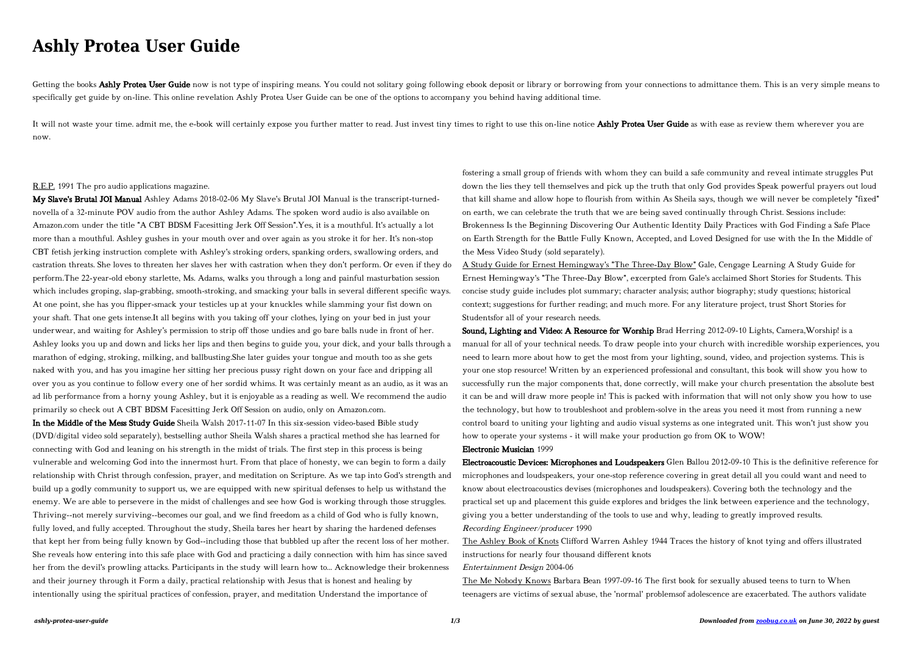# Ashly Protea User Guide

Getting the books **Ashly Protea User Guide** now is not type of inspiring means. You could not solitary going following ebook deposit or library or borrowing from your connections to admittance them. This is an very simple means to specifically get guide by on-line. This online revelation Ashly Protea User Guide can be one of the options to accompany you behind having additional time.

It will not waste your time. admit me, the e-book will certainly expose you further matter to read. Just invest tiny times to right to use this on-line notice **Ashly Protea User Guide** as with ease as review them wherever you are now.

R.E.P. 1991 The pro audio applications magazine.

**My Slave's Brutal JOI Manual** Ashley Adams 2018-02-06 My Slave's Brutal JOI Manual is the transcript-turned-novella of a 32-minute POV audio from the author Ashley Adams. The spoken word audio is also available on Amazon.com under the title "A CBT BDSM Facesitting Jerk Off Session".Yes, it is a mouthful. It's actually a lot more than a mouthful. Ashley gushes in your mouth over and over again as you stroke it for her. It's non-stop CBT fetish jerking instruction complete with Ashley's stroking orders, spanking orders, swallowing orders, and castration threats. She loves to threaten her slaves her with castration when they don't perform. Or even if they do perform.The 22-year-old ebony starlette, Ms. Adams, walks you through a long and painful masturbation session which includes groping, slap-grabbing, smooth-stroking, and smacking your balls in several different specific ways. At one point, she has you flipper-smack your testicles up at your knuckles while slamming your fist down on your shaft. That one gets intense.It all begins with you taking off your clothes, lying on your bed in just your underwear, and waiting for Ashley's permission to strip off those undies and go bare balls nude in front of her. Ashley looks you up and down and licks her lips and then begins to guide you, your dick, and your balls through a marathon of edging, stroking, milking, and ballbusting.She later guides your tongue and mouth too as she gets naked with you, and has you imagine her sitting her precious pussy right down on your face and dripping all over you as you continue to follow every one of her sordid whims. It was certainly meant as an audio, as it was an ad lib performance from a horny young Ashley, but it is enjoyable as a reading as well. We recommend the audio primarily so check out A CBT BDSM Facesitting Jerk Off Session on audio, only on Amazon.com.

**In the Middle of the Mess Study Guide** Sheila Walsh 2017-11-07 In this six-session video-based Bible study (DVD/digital video sold separately), bestselling author Sheila Walsh shares a practical method she has learned for connecting with God and leaning on his strength in the midst of trials. The first step in this process is being vulnerable and welcoming God into the innermost hurt. From that place of honesty, we can begin to form a daily relationship with Christ through confession, prayer, and meditation on Scripture. As we tap into God's strength and build up a godly community to support us, we are equipped with new spiritual defenses to help us withstand the enemy. We are able to persevere in the midst of challenges and see how God is working through those struggles. Thriving--not merely surviving--becomes our goal, and we find freedom as a child of God who is fully known, fully loved, and fully accepted. Throughout the study, Sheila bares her heart by sharing the hardened defenses that kept her from being fully known by God--including those that bubbled up after the recent loss of her mother. She reveals how entering into this safe place with God and practicing a daily connection with him has since saved her from the devil's prowling attacks. Participants in the study will learn how to... Acknowledge their brokenness and their journey through it Form a daily, practical relationship with Jesus that is honest and healing by intentionally using the spiritual practices of confession, prayer, and meditation Understand the importance of fostering a small group of friends with whom they can build a safe community and reveal intimate struggles Put down the lies they tell themselves and pick up the truth that only God provides Speak powerful prayers out loud that kill shame and allow hope to flourish from within As Sheila says, though we will never be completely "fixed" on earth, we can celebrate the truth that we are being saved continually through Christ. Sessions include: Brokenness Is the Beginning Discovering Our Authentic Identity Daily Practices with God Finding a Safe Place on Earth Strength for the Battle Fully Known, Accepted, and Loved Designed for use with the In the Middle of the Mess Video Study (sold separately).

A Study Guide for Ernest Hemingway's "The Three-Day Blow" Gale, Cengage Learning A Study Guide for Ernest Hemingway's "The Three-Day Blow", excerpted from Gale's acclaimed Short Stories for Students. This concise study guide includes plot summary; character analysis; author biography; study questions; historical context; suggestions for further reading; and much more. For any literature project, trust Short Stories for Studentsfor all of your research needs.

**Sound, Lighting and Video: A Resource for Worship** Brad Herring 2012-09-10 Lights, Camera,Worship! is a manual for all of your technical needs. To draw people into your church with incredible worship experiences, you need to learn more about how to get the most from your lighting, sound, video, and projection systems. This is your one stop resource! Written by an experienced professional and consultant, this book will show you how to successfully run the major components that, done correctly, will make your church presentation the absolute best it can be and will draw more people in! This is packed with information that will not only show you how to use the technology, but how to troubleshoot and problem-solve in the areas you need it most from running a new control board to uniting your lighting and audio visual systems as one integrated unit. This won't just show you how to operate your systems - it will make your production go from OK to WOW!

**Electronic Musician** 1999

**Electroacoustic Devices: Microphones and Loudspeakers** Glen Ballou 2012-09-10 This is the definitive reference for microphones and loudspeakers, your one-stop reference covering in great detail all you could want and need to know about electroacoustics devises (microphones and loudspeakers). Covering both the technology and the practical set up and placement this guide explores and bridges the link between experience and the technology, giving you a better understanding of the tools to use and why, leading to greatly improved results.

*Recording Engineer/producer* 1990

The Ashley Book of Knots Clifford Warren Ashley 1944 Traces the history of knot tying and offers illustrated instructions for nearly four thousand different knots

*Entertainment Design* 2004-06

The Me Nobody Knows Barbara Bean 1997-09-16 The first book for sexually abused teens to turn to When teenagers are victims of sexual abuse, the 'normal' problemsof adolescence are exacerbated. The authors validate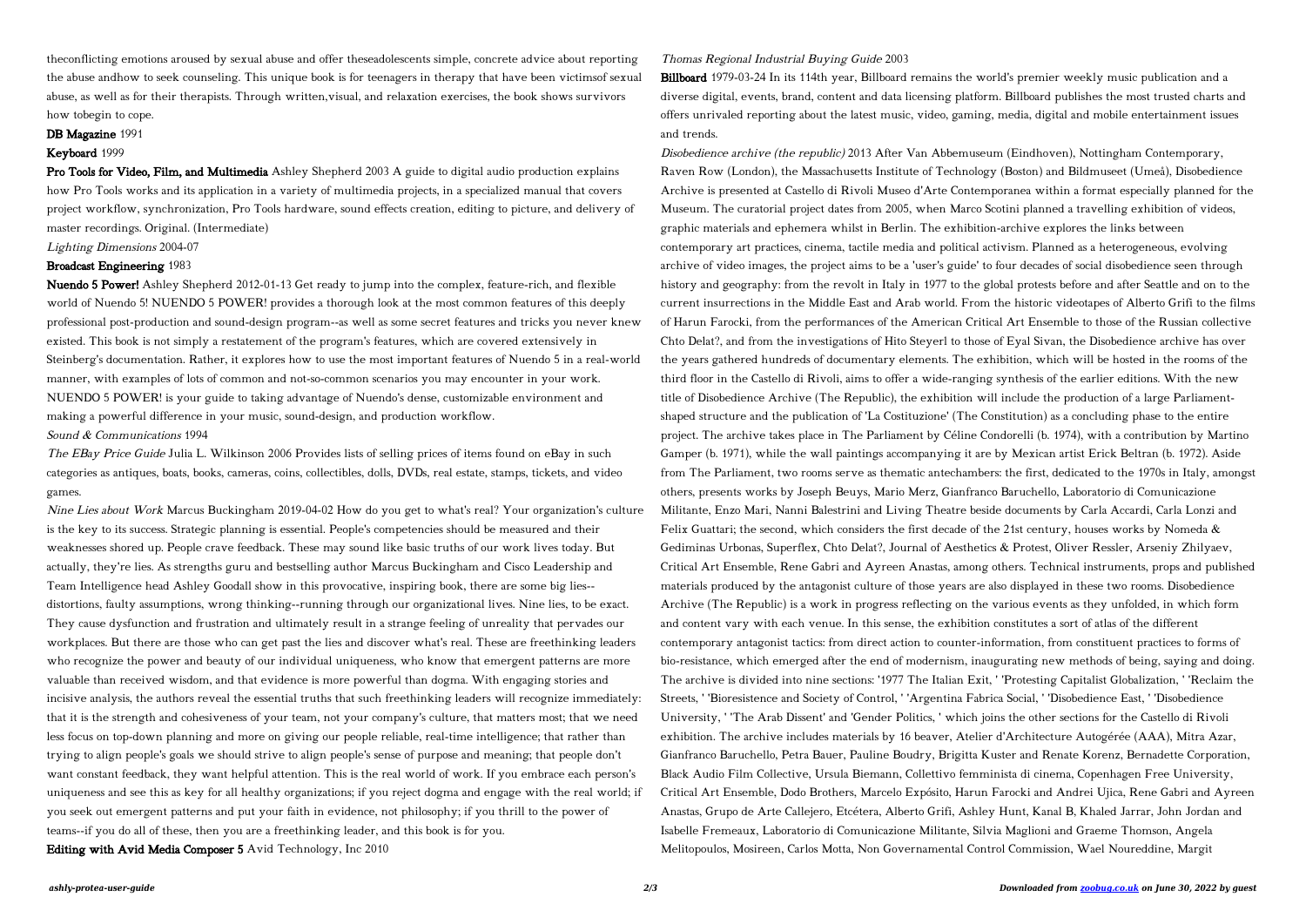theconflicting emotions aroused by sexual abuse and offer theseadolescents simple, concrete advice about reporting the abuse andhow to seek counseling. This unique book is for teenagers in therapy that have been victimsof sexual abuse, as well as for their therapists. Through written,visual, and relaxation exercises, the book shows survivors how tobegin to cope.

**DB Magazine** 1991

**Keyboard** 1999

**Pro Tools for Video, Film, and Multimedia** Ashley Shepherd 2003 A guide to digital audio production explains how Pro Tools works and its application in a variety of multimedia projects, in a specialized manual that covers project workflow, synchronization, Pro Tools hardware, sound effects creation, editing to picture, and delivery of master recordings. Original. (Intermediate)

*Lighting Dimensions* 2004-07

**Broadcast Engineering** 1983

**Nuendo 5 Power!** Ashley Shepherd 2012-01-13 Get ready to jump into the complex, feature-rich, and flexible world of Nuendo 5! NUENDO 5 POWER! provides a thorough look at the most common features of this deeply professional post-production and sound-design program--as well as some secret features and tricks you never knew existed. This book is not simply a restatement of the program's features, which are covered extensively in Steinberg's documentation. Rather, it explores how to use the most important features of Nuendo 5 in a real-world manner, with examples of lots of common and not-so-common scenarios you may encounter in your work. NUENDO 5 POWER! is your guide to taking advantage of Nuendo's dense, customizable environment and making a powerful difference in your music, sound-design, and production workflow.

*Sound & Communications* 1994

*The EBay Price Guide* Julia L. Wilkinson 2006 Provides lists of selling prices of items found on eBay in such categories as antiques, boats, books, cameras, coins, collectibles, dolls, DVDs, real estate, stamps, tickets, and video games.

*Nine Lies about Work* Marcus Buckingham 2019-04-02 How do you get to what's real? Your organization's culture is the key to its success. Strategic planning is essential. People's competencies should be measured and their weaknesses shored up. People crave feedback. These may sound like basic truths of our work lives today. But actually, they're lies. As strengths guru and bestselling author Marcus Buckingham and Cisco Leadership and Team Intelligence head Ashley Goodall show in this provocative, inspiring book, there are some big lies--distortions, faulty assumptions, wrong thinking--running through our organizational lives. Nine lies, to be exact. They cause dysfunction and frustration and ultimately result in a strange feeling of unreality that pervades our workplaces. But there are those who can get past the lies and discover what's real. These are freethinking leaders who recognize the power and beauty of our individual uniqueness, who know that emergent patterns are more valuable than received wisdom, and that evidence is more powerful than dogma. With engaging stories and incisive analysis, the authors reveal the essential truths that such freethinking leaders will recognize immediately: that it is the strength and cohesiveness of your team, not your company's culture, that matters most; that we need less focus on top-down planning and more on giving our people reliable, real-time intelligence; that rather than trying to align people's goals we should strive to align people's sense of purpose and meaning; that people don't want constant feedback, they want helpful attention. This is the real world of work. If you embrace each person's uniqueness and see this as key for all healthy organizations; if you reject dogma and engage with the real world; if you seek out emergent patterns and put your faith in evidence, not philosophy; if you thrill to the power of teams--if you do all of these, then you are a freethinking leader, and this book is for you.

**Editing with Avid Media Composer 5** Avid Technology, Inc 2010

*Thomas Regional Industrial Buying Guide* 2003

**Billboard** 1979-03-24 In its 114th year, Billboard remains the world's premier weekly music publication and a diverse digital, events, brand, content and data licensing platform. Billboard publishes the most trusted charts and offers unrivaled reporting about the latest music, video, gaming, media, digital and mobile entertainment issues and trends.

*Disobedience archive (the republic)* 2013 After Van Abbemuseum (Eindhoven), Nottingham Contemporary, Raven Row (London), the Massachusetts Institute of Technology (Boston) and Bildmuseet (Umeå), Disobedience Archive is presented at Castello di Rivoli Museo d'Arte Contemporanea within a format especially planned for the Museum. The curatorial project dates from 2005, when Marco Scotini planned a travelling exhibition of videos, graphic materials and ephemera whilst in Berlin. The exhibition-archive explores the links between contemporary art practices, cinema, tactile media and political activism. Planned as a heterogeneous, evolving archive of video images, the project aims to be a 'user's guide' to four decades of social disobedience seen through history and geography: from the revolt in Italy in 1977 to the global protests before and after Seattle and on to the current insurrections in the Middle East and Arab world. From the historic videotapes of Alberto Grifi to the films of Harun Farocki, from the performances of the American Critical Art Ensemble to those of the Russian collective Chto Delat?, and from the investigations of Hito Steyerl to those of Eyal Sivan, the Disobedience archive has over the years gathered hundreds of documentary elements. The exhibition, which will be hosted in the rooms of the third floor in the Castello di Rivoli, aims to offer a wide-ranging synthesis of the earlier editions. With the new title of Disobedience Archive (The Republic), the exhibition will include the production of a large Parliament-shaped structure and the publication of 'La Costituzione' (The Constitution) as a concluding phase to the entire project. The archive takes place in The Parliament by Céline Condorelli (b. 1974), with a contribution by Martino Gamper (b. 1971), while the wall paintings accompanying it are by Mexican artist Erick Beltran (b. 1972). Aside from The Parliament, two rooms serve as thematic antechambers: the first, dedicated to the 1970s in Italy, amongst others, presents works by Joseph Beuys, Mario Merz, Gianfranco Baruchello, Laboratorio di Comunicazione Militante, Enzo Mari, Nanni Balestrini and Living Theatre beside documents by Carla Accardi, Carla Lonzi and Felix Guattari; the second, which considers the first decade of the 21st century, houses works by Nomeda & Gediminas Urbonas, Superflex, Chto Delat?, Journal of Aesthetics & Protest, Oliver Ressler, Arseniy Zhilyaev, Critical Art Ensemble, Rene Gabri and Ayreen Anastas, among others. Technical instruments, props and published materials produced by the antagonist culture of those years are also displayed in these two rooms. Disobedience Archive (The Republic) is a work in progress reflecting on the various events as they unfolded, in which form and content vary with each venue. In this sense, the exhibition constitutes a sort of atlas of the different contemporary antagonist tactics: from direct action to counter-information, from constituent practices to forms of bio-resistance, which emerged after the end of modernism, inaugurating new methods of being, saying and doing. The archive is divided into nine sections: '1977 The Italian Exit, ' 'Protesting Capitalist Globalization, ' 'Reclaim the Streets, ' 'Bioresistence and Society of Control, ' 'Argentina Fabrica Social, ' 'Disobedience East, ' 'Disobedience University, ' 'The Arab Dissent' and 'Gender Politics, ' which joins the other sections for the Castello di Rivoli exhibition. The archive includes materials by 16 beaver, Atelier d'Architecture Autogérée (AAA), Mitra Azar, Gianfranco Baruchello, Petra Bauer, Pauline Boudry, Brigitta Kuster and Renate Korenz, Bernadette Corporation, Black Audio Film Collective, Ursula Biemann, Collettivo femminista di cinema, Copenhagen Free University, Critical Art Ensemble, Dodo Brothers, Marcelo Expósito, Harun Farocki and Andrei Ujica, Rene Gabri and Ayreen Anastas, Grupo de Arte Callejero, Etcétera, Alberto Grifi, Ashley Hunt, Kanal B, Khaled Jarrar, John Jordan and Isabelle Fremeaux, Laboratorio di Comunicazione Militante, Silvia Maglioni and Graeme Thomson, Angela Melitopoulos, Mosireen, Carlos Motta, Non Governamental Control Commission, Wael Noureddine, Margit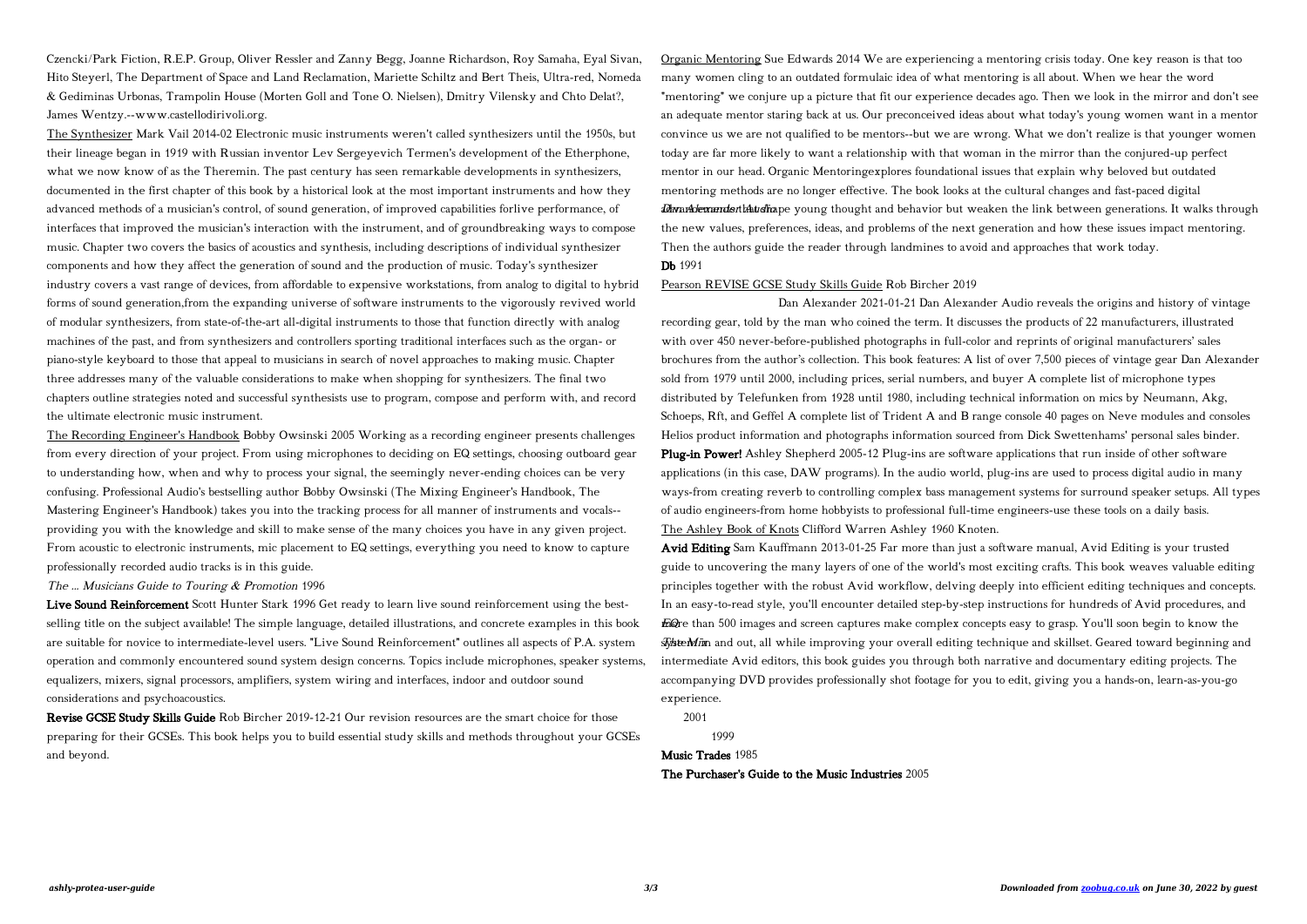Czencki/Park Fiction, R.E.P. Group, Oliver Ressler and Zanny Begg, Joanne Richardson, Roy Samaha, Eyal Sivan, Hito Steyerl, The Department of Space and Land Reclamation, Mariette Schiltz and Bert Theis, Ultra-red, Nomeda & Gediminas Urbonas, Trampolin House (Morten Goll and Tone O. Nielsen), Dmitry Vilensky and Chto Delat?, James Wentzy.--www.castellodirivoli.org.

The Synthesizer Mark Vail 2014-02 Electronic music instruments weren't called synthesizers until the 1950s, but their lineage began in 1919 with Russian inventor Lev Sergeyevich Termen's development of the Etherphone, what we now know of as the Theremin. The past century has seen remarkable developments in synthesizers, documented in the first chapter of this book by a historical look at the most important instruments and how they advanced methods of a musician's control, of sound generation, of improved capabilities forlive performance, of interfaces that improved the musician's interaction with the instrument, and of groundbreaking ways to compose music. Chapter two covers the basics of acoustics and synthesis, including descriptions of individual synthesizer components and how they affect the generation of sound and the production of music. Today's synthesizer industry covers a vast range of devices, from affordable to expensive workstations, from analog to digital to hybrid forms of sound generation,from the expanding universe of software instruments to the vigorously revived world of modular synthesizers, from state-of-the-art all-digital instruments to those that function directly with analog machines of the past, and from synthesizers and controllers sporting traditional interfaces such as the organ- or piano-style keyboard to those that appeal to musicians in search of novel approaches to making music. Chapter three addresses many of the valuable considerations to make when shopping for synthesizers. The final two chapters outline strategies noted and successful synthesists use to program, compose and perform with, and record the ultimate electronic music instrument.

The Recording Engineer's Handbook Bobby Owsinski 2005 Working as a recording engineer presents challenges from every direction of your project. From using microphones to deciding on EQ settings, choosing outboard gear to understanding how, when and why to process your signal, the seemingly never-ending choices can be very confusing. Professional Audio's bestselling author Bobby Owsinski (The Mixing Engineer's Handbook, The Mastering Engineer's Handbook) takes you into the tracking process for all manner of instruments and vocals--providing you with the knowledge and skill to make sense of the many choices you have in any given project. From acoustic to electronic instruments, mic placement to EQ settings, everything you need to know to capture professionally recorded audio tracks is in this guide.

*The ... Musicians Guide to Touring & Promotion* 1996

**Live Sound Reinforcement** Scott Hunter Stark 1996 Get ready to learn live sound reinforcement using the best-selling title on the subject available! The simple language, detailed illustrations, and concrete examples in this book are suitable for novice to intermediate-level users. "Live Sound Reinforcement" outlines all aspects of P.A. system operation and commonly encountered sound system design concerns. Topics include microphones, speaker systems, equalizers, mixers, signal processors, amplifiers, system wiring and interfaces, indoor and outdoor sound considerations and psychoacoustics.

**Revise GCSE Study Skills Guide** Rob Bircher 2019-12-21 Our revision resources are the smart choice for those preparing for their GCSEs. This book helps you to build essential study skills and methods throughout your GCSEs and beyond.

Organic Mentoring Sue Edwards 2014 We are experiencing a mentoring crisis today. One key reason is that too many women cling to an outdated formulaic idea of what mentoring is all about. When we hear the word "mentoring" we conjure up a picture that fit our experience decades ago. Then we look in the mirror and don't see an adequate mentor staring back at us. Our preconceived ideas about what today's young women want in a mentor convince us we are not qualified to be mentors--but we are wrong. What we don't realize is that younger women today are far more likely to want a relationship with that woman in the mirror than the conjured-up perfect mentor in our head. Organic Mentoringexplores foundational issues that explain why beloved but outdated mentoring methods are no longer effective. The book looks at the cultural changes and fast-paced digital advancements that shape young thought and behavior but weaken the link between generations. It walks through the new values, preferences, ideas, and problems of the next generation and how these issues impact mentoring. Then the authors guide the reader through landmines to avoid and approaches that work today.

**Db** 1991

Pearson REVISE GCSE Study Skills Guide Rob Bircher 2019

Dan Alexander Audio Dan Alexander 2021-01-21 Dan Alexander Audio reveals the origins and history of vintage recording gear, told by the man who coined the term. It discusses the products of 22 manufacturers, illustrated with over 450 never-before-published photographs in full-color and reprints of original manufacturers' sales brochures from the author's collection. This book features: A list of over 7,500 pieces of vintage gear Dan Alexander sold from 1979 until 2000, including prices, serial numbers, and buyer A complete list of microphone types distributed by Telefunken from 1928 until 1980, including technical information on mics by Neumann, Akg, Schoeps, Rft, and Geffel A complete list of Trident A and B range console 40 pages on Neve modules and consoles Helios product information and photographs information sourced from Dick Swettenhams' personal sales binder.

**Plug-in Power!** Ashley Shepherd 2005-12 Plug-ins are software applications that run inside of other software applications (in this case, DAW programs). In the audio world, plug-ins are used to process digital audio in many ways-from creating reverb to controlling complex bass management systems for surround speaker setups. All types of audio engineers-from home hobbyists to professional full-time engineers-use these tools on a daily basis.

The Ashley Book of Knots Clifford Warren Ashley 1960 Knoten.

**Avid Editing** Sam Kauffmann 2013-01-25 Far more than just a software manual, Avid Editing is your trusted guide to uncovering the many layers of one of the world's most exciting crafts. This book weaves valuable editing principles together with the robust Avid workflow, delving deeply into efficient editing techniques and concepts. In an easy-to-read style, you'll encounter detailed step-by-step instructions for hundreds of Avid procedures, and more than 500 images and screen captures make complex concepts easy to grasp. You'll soon begin to know the system in and out, all while improving your overall editing technique and skillset. Geared toward beginning and intermediate Avid editors, this book guides you through both narrative and documentary editing projects. The accompanying DVD provides professionally shot footage for you to edit, giving you a hands-on, learn-as-you-go experience.

*EQ* 2001

*The Mix* 1999

**Music Trades** 1985

**The Purchaser's Guide to the Music Industries** 2005